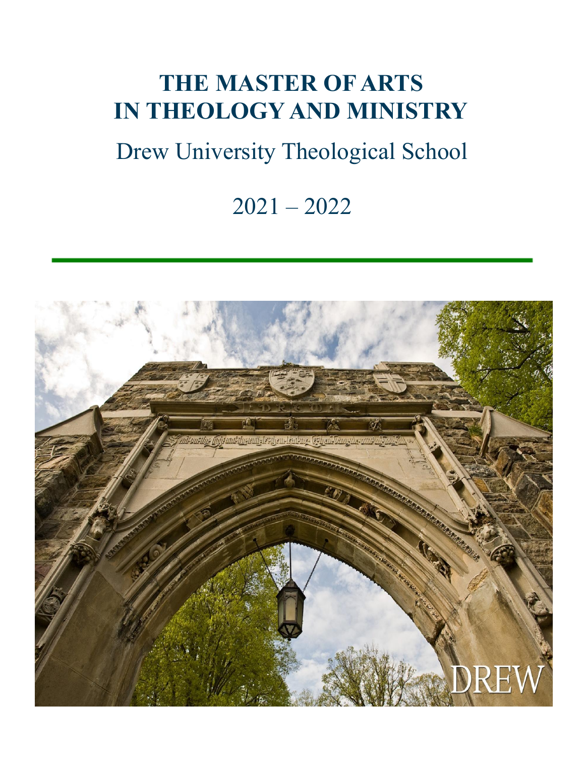# THE MASTER OF ARTS IN THEOLOGY AND MINISTRY

## Drew University Theological School

## 2021 – 2022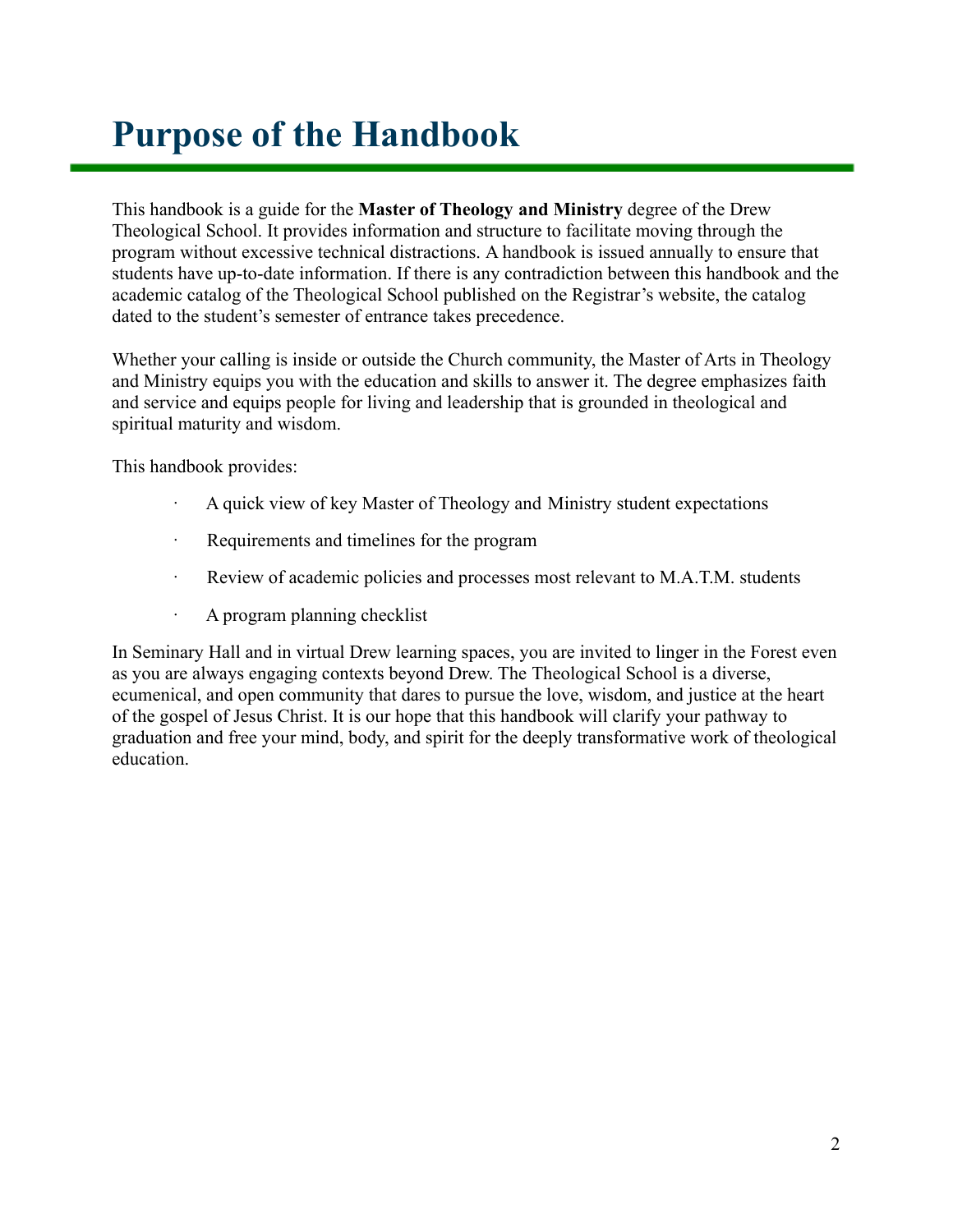# Purpose of the Handbook

This handbook is a guide for the **Master of Theology and Ministry** degree of the Drew Theological School. It provides information and structure to facilitate moving through the program without excessive technical distractions. A handbook is issued annually to ensure that students have up-to-date information. If there is any contradiction between this handbook and the academic catalog of the Theological School published on the Registrar's website, the catalog dated to the student's semester of entrance takes precedence.

Whether your calling is inside or outside the Church community, the Master of Arts in Theology and Ministry equips you with the education and skills to answer it. The degree emphasizes faith and service and equips people for living and leadership that is grounded in theological and spiritual maturity and wisdom.

This handbook provides:

- A quick view of key Master of Theology and Ministry student expectations
- Requirements and timelines for the program
- Review of academic policies and processes most relevant to M.A.T.M. students
- A program planning checklist

In Seminary Hall and in virtual Drew learning spaces, you are invited to linger in the Forest even as you are always engaging contexts beyond Drew. The Theological School is a diverse, ecumenical, and open community that dares to pursue the love, wisdom, and justice at the heart of the gospel of Jesus Christ. It is our hope that this handbook will clarify your pathway to graduation and free your mind, body, and spirit for the deeply transformative work of theological education.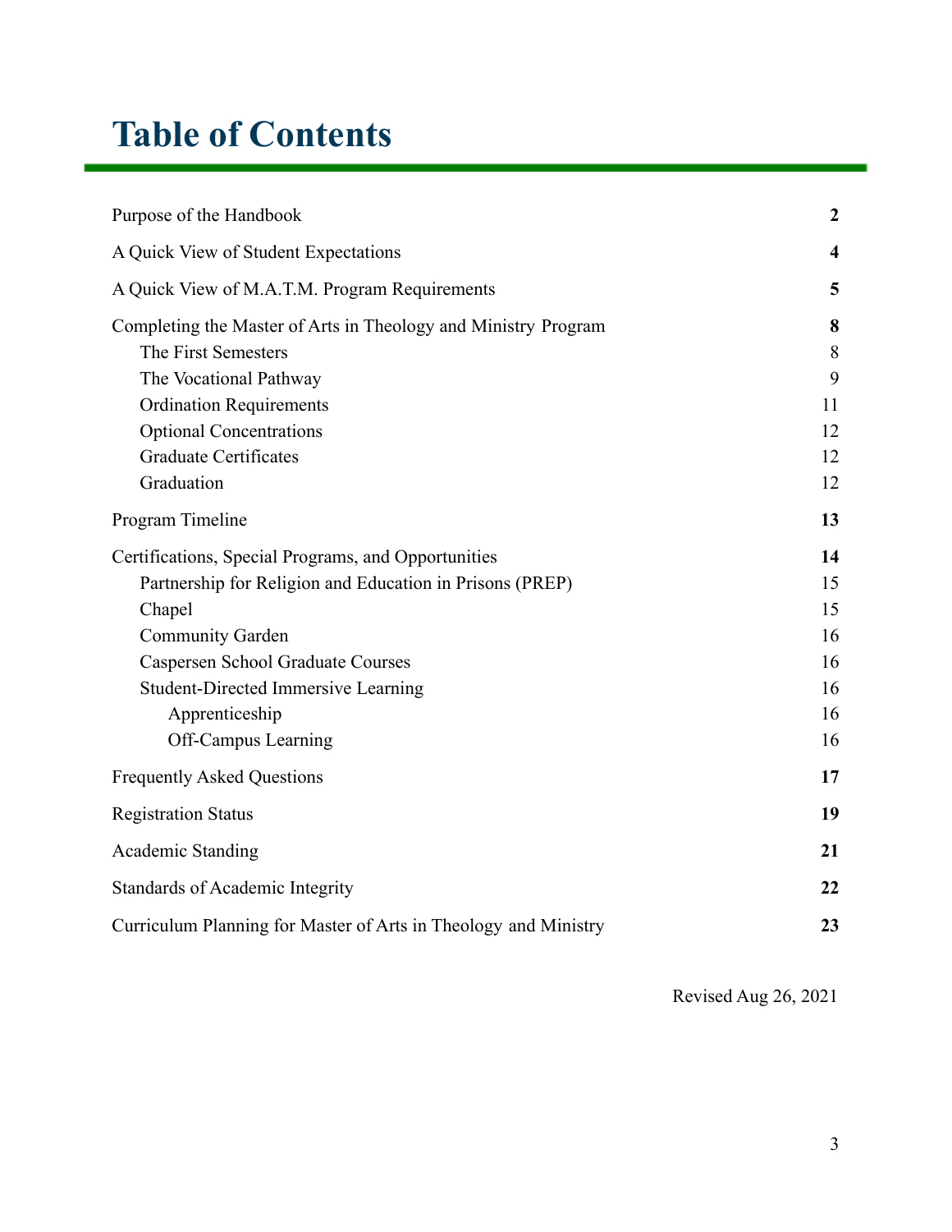# Table of Contents

| | |
|---|---|
| **Purpose of the Handbook** | **2** |
| **A Quick View of Student Expectations** | **4** |
| **A Quick View of M.A.T.M. Program Requirements** | **5** |
| **Completing the Master of Arts in Theology and Ministry Program** | **8** |
| The First Semesters | 8 |
| The Vocational Pathway | 9 |
| Ordination Requirements | 11 |
| Optional Concentrations | 12 |
| Graduate Certificates | 12 |
| Graduation | 12 |
| **Program Timeline** | **13** |
| **Certifications, Special Programs, and Opportunities** | **14** |
| Partnership for Religion and Education in Prisons (PREP) | 15 |
| Chapel | 15 |
| Community Garden | 16 |
| Caspersen School Graduate Courses | 16 |
| Student-Directed Immersive Learning | 16 |
| Apprenticeship | 16 |
| Off-Campus Learning | 16 |
| **Frequently Asked Questions** | **17** |
| **Registration Status** | **19** |
| **Academic Standing** | **21** |
| **Standards of Academic Integrity** | **22** |
| **Curriculum Planning for Master of Arts in Theology and Ministry** | **23** |

Revised Aug 26, 2021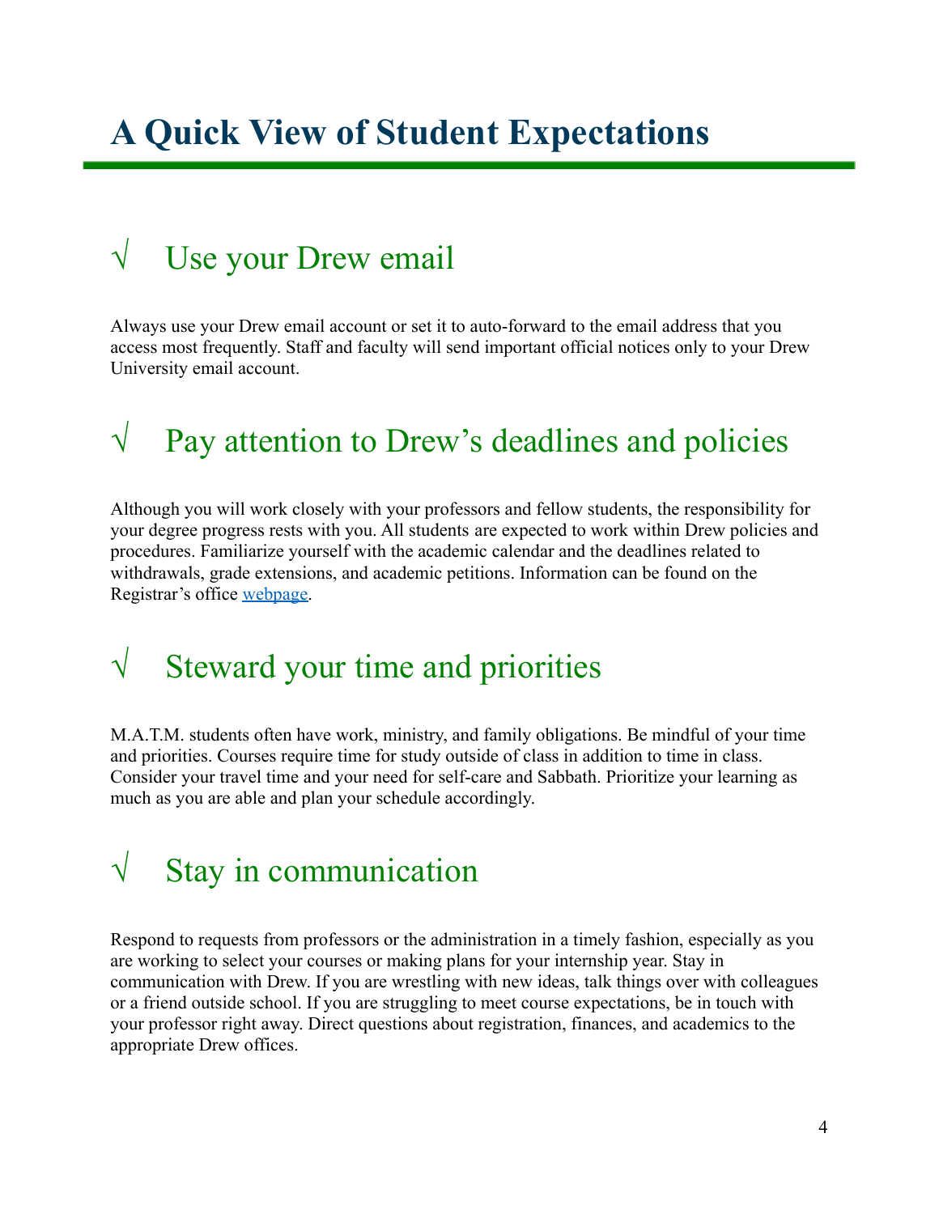# A Quick View of Student Expectations

## √ Use your Drew email

Always use your Drew email account or set it to auto-forward to the email address that you access most frequently. Staff and faculty will send important official notices only to your Drew University email account.

## √ Pay attention to Drew's deadlines and policies

Although you will work closely with your professors and fellow students, the responsibility for your degree progress rests with you. All students are expected to work within Drew policies and procedures. Familiarize yourself with the academic calendar and the deadlines related to withdrawals, grade extensions, and academic petitions. Information can be found on the Registrar's office webpage.

## √ Steward your time and priorities

M.A.T.M. students often have work, ministry, and family obligations. Be mindful of your time and priorities. Courses require time for study outside of class in addition to time in class. Consider your travel time and your need for self-care and Sabbath. Prioritize your learning as much as you are able and plan your schedule accordingly.

## √ Stay in communication

Respond to requests from professors or the administration in a timely fashion, especially as you are working to select your courses or making plans for your internship year. Stay in communication with Drew. If you are wrestling with new ideas, talk things over with colleagues or a friend outside school. If you are struggling to meet course expectations, be in touch with your professor right away. Direct questions about registration, finances, and academics to the appropriate Drew offices.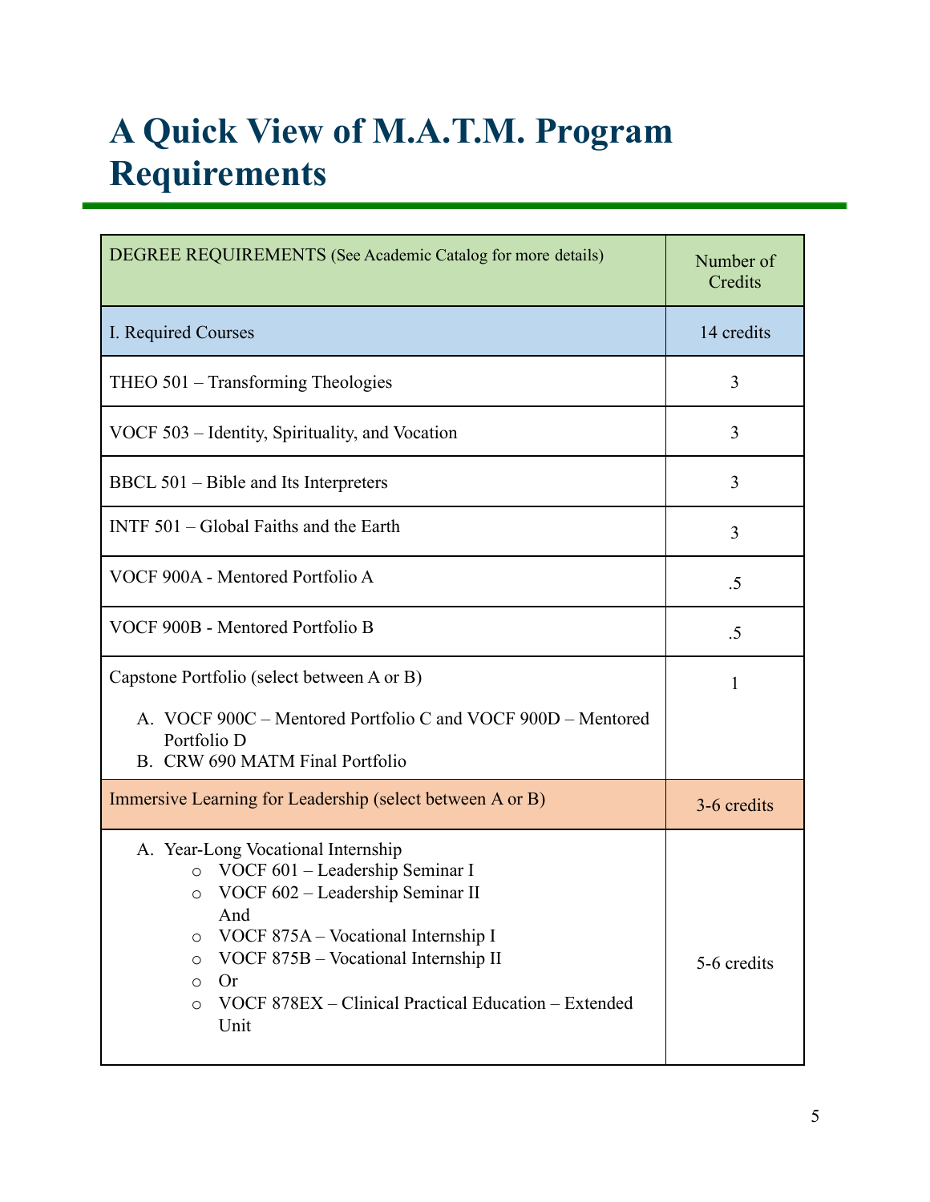# A Quick View of M.A.T.M. Program Requirements

| DEGREE REQUIREMENTS (See Academic Catalog for more details) | Number of Credits |
| --- | --- |
| I. Required Courses | 14 credits |
| THEO 501 – Transforming Theologies | 3 |
| VOCF 503 – Identity, Spirituality, and Vocation | 3 |
| BBCL 501 – Bible and Its Interpreters | 3 |
| INTF 501 – Global Faiths and the Earth | 3 |
| VOCF 900A - Mentored Portfolio A | .5 |
| VOCF 900B - Mentored Portfolio B | .5 |
| Capstone Portfolio (select between A or B)<br>A. VOCF 900C – Mentored Portfolio C and VOCF 900D – Mentored Portfolio D<br>B. CRW 690 MATM Final Portfolio | 1 |
| Immersive Learning for Leadership (select between A or B) | 3-6 credits |
| A. Year-Long Vocational Internship<br>o VOCF 601 – Leadership Seminar I<br>o VOCF 602 – Leadership Seminar II<br>And<br>o VOCF 875A – Vocational Internship I<br>o VOCF 875B – Vocational Internship II<br>o Or<br>o VOCF 878EX – Clinical Practical Education – Extended Unit | 5-6 credits |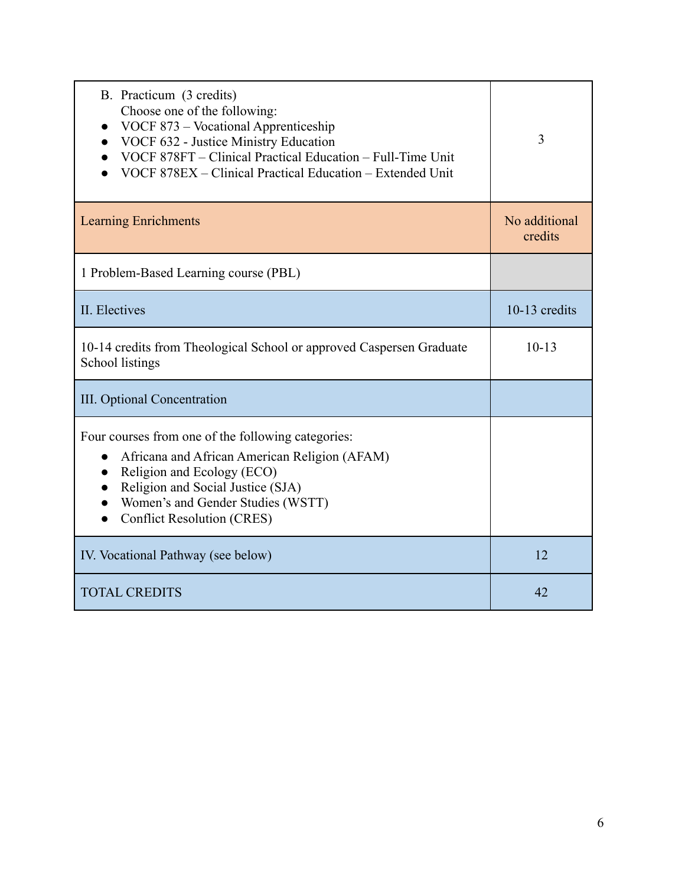| | |
|---|---|
| B. Practicum (3 credits)<br>Choose one of the following:<br>• VOCF 873 – Vocational Apprenticeship<br>• VOCF 632 - Justice Ministry Education<br>• VOCF 878FT – Clinical Practical Education – Full-Time Unit<br>• VOCF 878EX – Clinical Practical Education – Extended Unit | 3 |
| Learning Enrichments | No additional credits |
| 1 Problem-Based Learning course (PBL) | |
| II. Electives | 10-13 credits |
| 10-14 credits from Theological School or approved Caspersen Graduate School listings | 10-13 |
| III. Optional Concentration | |
| Four courses from one of the following categories:<br>• Africana and African American Religion (AFAM)<br>• Religion and Ecology (ECO)<br>• Religion and Social Justice (SJA)<br>• Women's and Gender Studies (WSTT)<br>• Conflict Resolution (CRES) | |
| IV. Vocational Pathway (see below) | 12 |
| TOTAL CREDITS | 42 |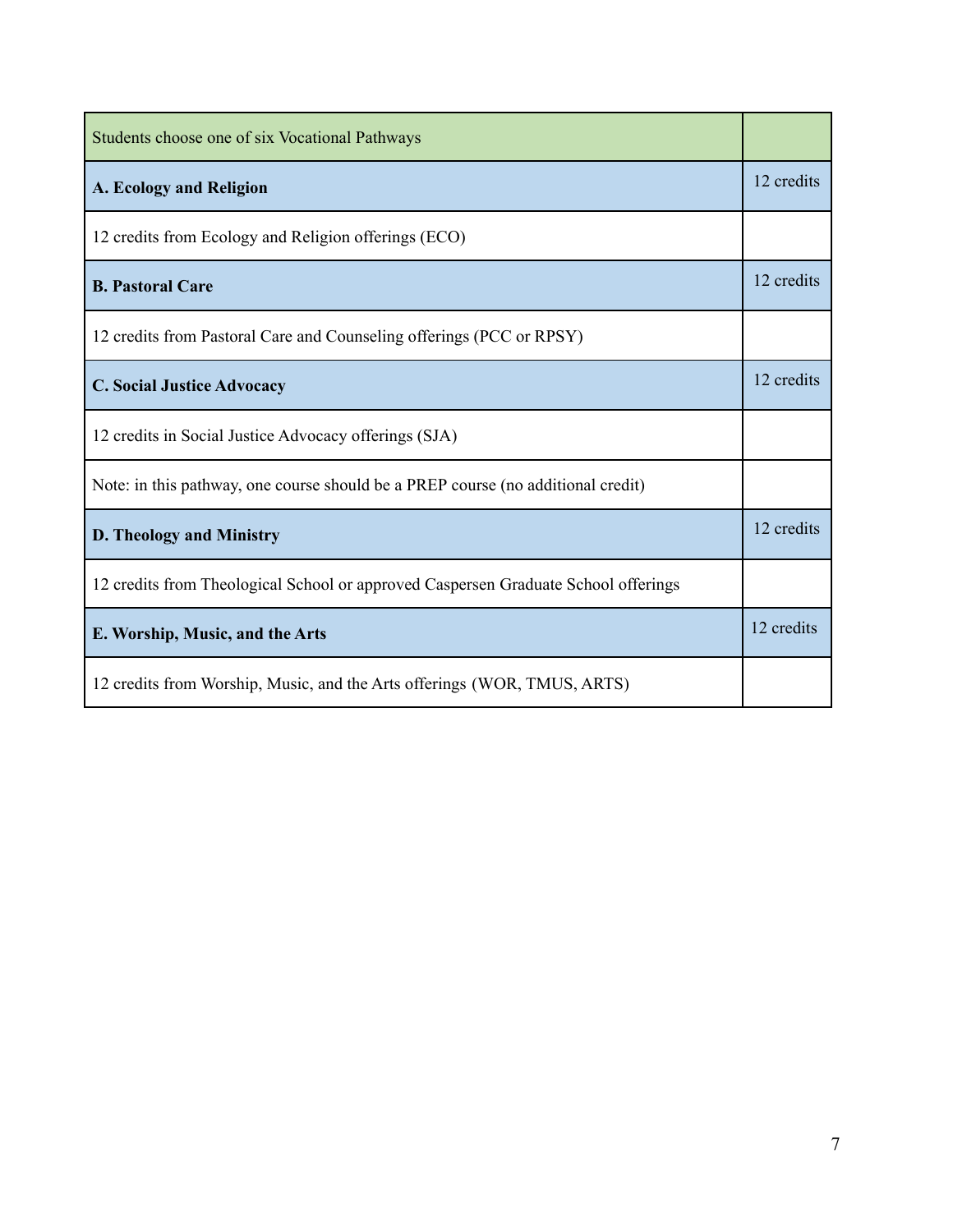| Students choose one of six Vocational Pathways | |
|---|---|
| **A. Ecology and Religion** | 12 credits |
| 12 credits from Ecology and Religion offerings (ECO) | |
| **B. Pastoral Care** | 12 credits |
| 12 credits from Pastoral Care and Counseling offerings (PCC or RPSY) | |
| **C. Social Justice Advocacy** | 12 credits |
| 12 credits in Social Justice Advocacy offerings (SJA) | |
| Note: in this pathway, one course should be a PREP course (no additional credit) | |
| **D. Theology and Ministry** | 12 credits |
| 12 credits from Theological School or approved Caspersen Graduate School offerings | |
| **E. Worship, Music, and the Arts** | 12 credits |
| 12 credits from Worship, Music, and the Arts offerings (WOR, TMUS, ARTS) | |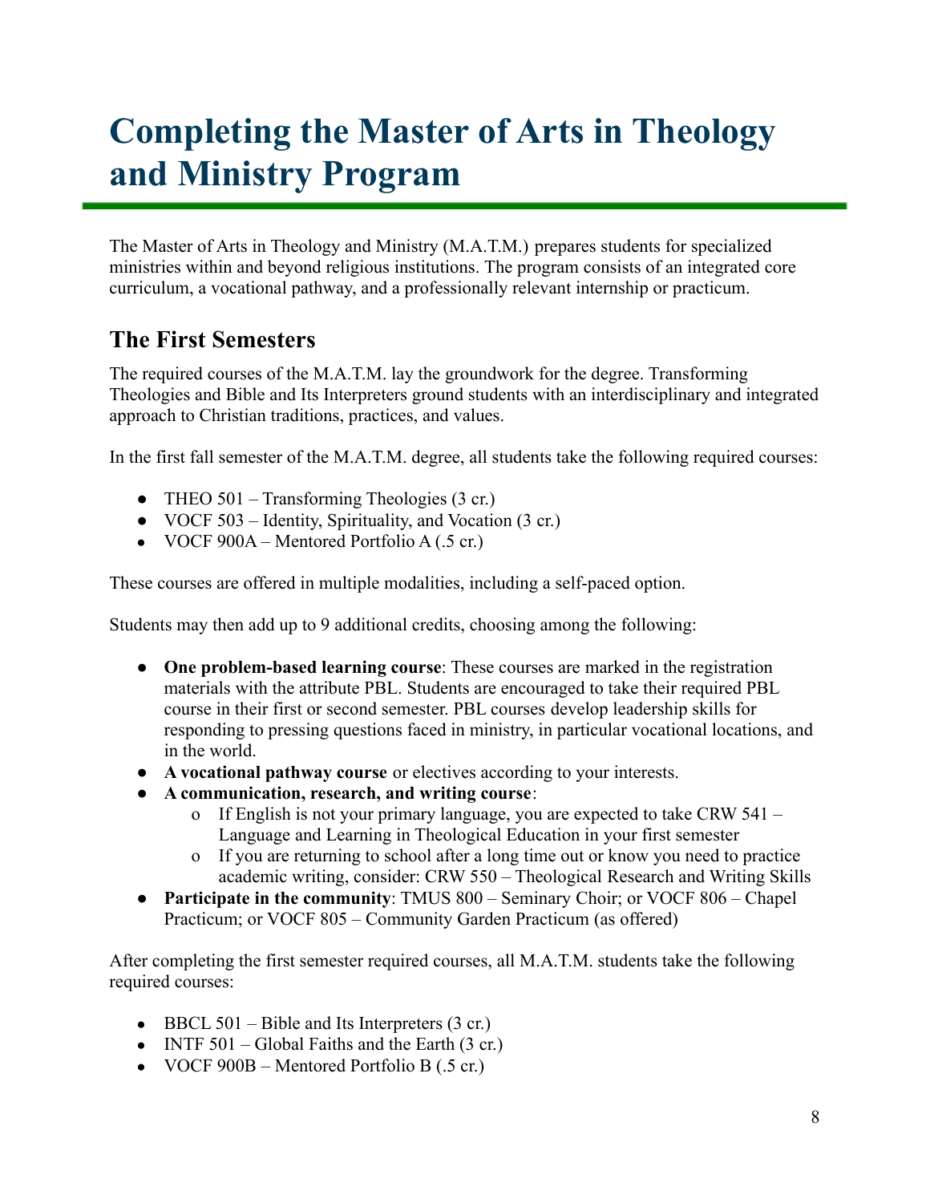# Completing the Master of Arts in Theology and Ministry Program

The Master of Arts in Theology and Ministry (M.A.T.M.) prepares students for specialized ministries within and beyond religious institutions. The program consists of an integrated core curriculum, a vocational pathway, and a professionally relevant internship or practicum.

## The First Semesters

The required courses of the M.A.T.M. lay the groundwork for the degree. Transforming Theologies and Bible and Its Interpreters ground students with an interdisciplinary and integrated approach to Christian traditions, practices, and values.

In the first fall semester of the M.A.T.M. degree, all students take the following required courses:

- THEO 501 – Transforming Theologies (3 cr.)
- VOCF 503 – Identity, Spirituality, and Vocation (3 cr.)
- VOCF 900A – Mentored Portfolio A (.5 cr.)

These courses are offered in multiple modalities, including a self-paced option.

Students may then add up to 9 additional credits, choosing among the following:

- **One problem-based learning course**: These courses are marked in the registration materials with the attribute PBL. Students are encouraged to take their required PBL course in their first or second semester. PBL courses develop leadership skills for responding to pressing questions faced in ministry, in particular vocational locations, and in the world.
- **A vocational pathway course** or electives according to your interests.
- **A communication, research, and writing course**:
  - If English is not your primary language, you are expected to take CRW 541 – Language and Learning in Theological Education in your first semester
  - If you are returning to school after a long time out or know you need to practice academic writing, consider: CRW 550 – Theological Research and Writing Skills
- **Participate in the community**: TMUS 800 – Seminary Choir; or VOCF 806 – Chapel Practicum; or VOCF 805 – Community Garden Practicum (as offered)

After completing the first semester required courses, all M.A.T.M. students take the following required courses:

- BBCL 501 – Bible and Its Interpreters (3 cr.)
- INTF 501 – Global Faiths and the Earth (3 cr.)
- VOCF 900B – Mentored Portfolio B (.5 cr.)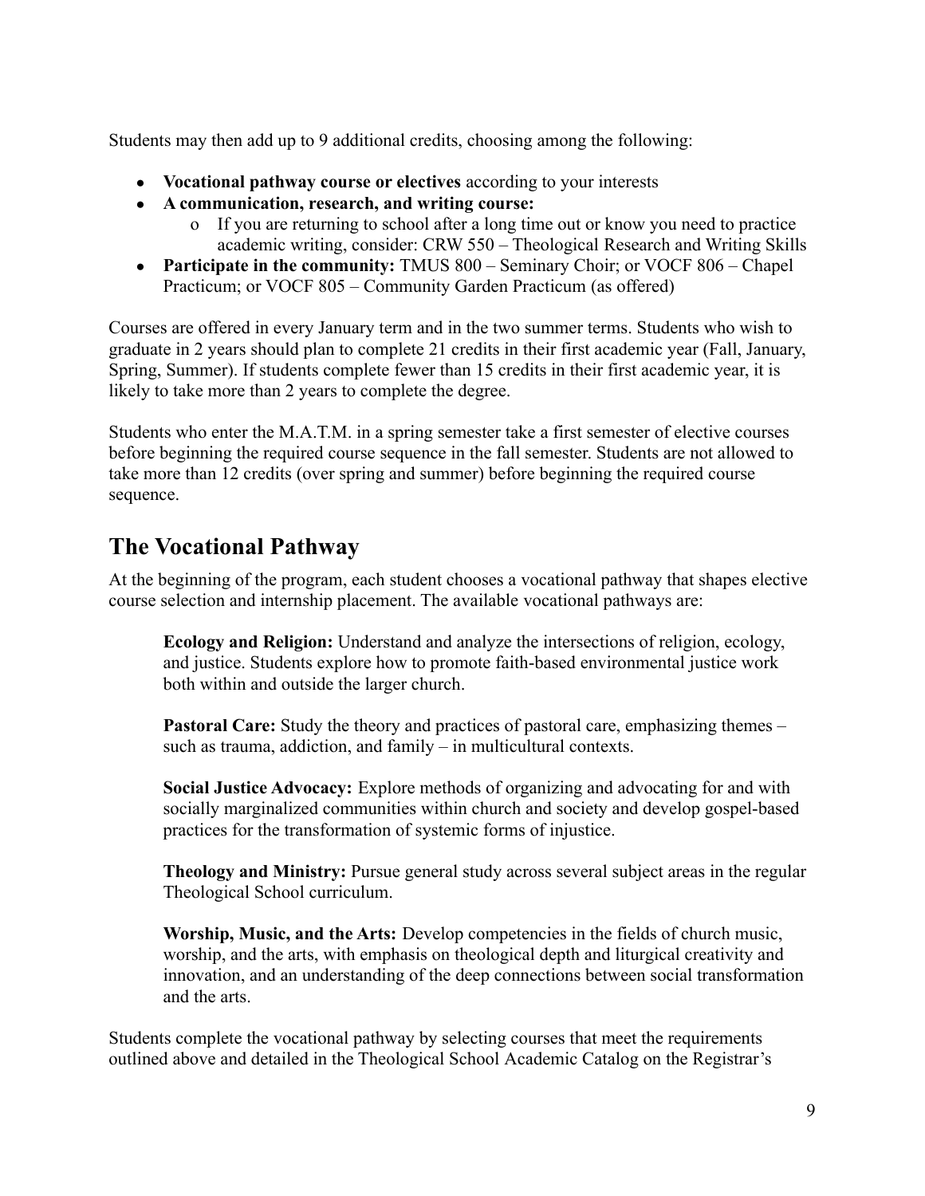Students may then add up to 9 additional credits, choosing among the following:

- **Vocational pathway course or electives** according to your interests
- **A communication, research, and writing course:**
  - If you are returning to school after a long time out or know you need to practice academic writing, consider: CRW 550 – Theological Research and Writing Skills
- **Participate in the community:** TMUS 800 – Seminary Choir; or VOCF 806 – Chapel Practicum; or VOCF 805 – Community Garden Practicum (as offered)

Courses are offered in every January term and in the two summer terms. Students who wish to graduate in 2 years should plan to complete 21 credits in their first academic year (Fall, January, Spring, Summer). If students complete fewer than 15 credits in their first academic year, it is likely to take more than 2 years to complete the degree.

Students who enter the M.A.T.M. in a spring semester take a first semester of elective courses before beginning the required course sequence in the fall semester. Students are not allowed to take more than 12 credits (over spring and summer) before beginning the required course sequence.

## The Vocational Pathway

At the beginning of the program, each student chooses a vocational pathway that shapes elective course selection and internship placement. The available vocational pathways are:

**Ecology and Religion:** Understand and analyze the intersections of religion, ecology, and justice. Students explore how to promote faith-based environmental justice work both within and outside the larger church.

**Pastoral Care:** Study the theory and practices of pastoral care, emphasizing themes – such as trauma, addiction, and family – in multicultural contexts.

**Social Justice Advocacy:** Explore methods of organizing and advocating for and with socially marginalized communities within church and society and develop gospel-based practices for the transformation of systemic forms of injustice.

**Theology and Ministry:** Pursue general study across several subject areas in the regular Theological School curriculum.

**Worship, Music, and the Arts:** Develop competencies in the fields of church music, worship, and the arts, with emphasis on theological depth and liturgical creativity and innovation, and an understanding of the deep connections between social transformation and the arts.

Students complete the vocational pathway by selecting courses that meet the requirements outlined above and detailed in the Theological School Academic Catalog on the Registrar's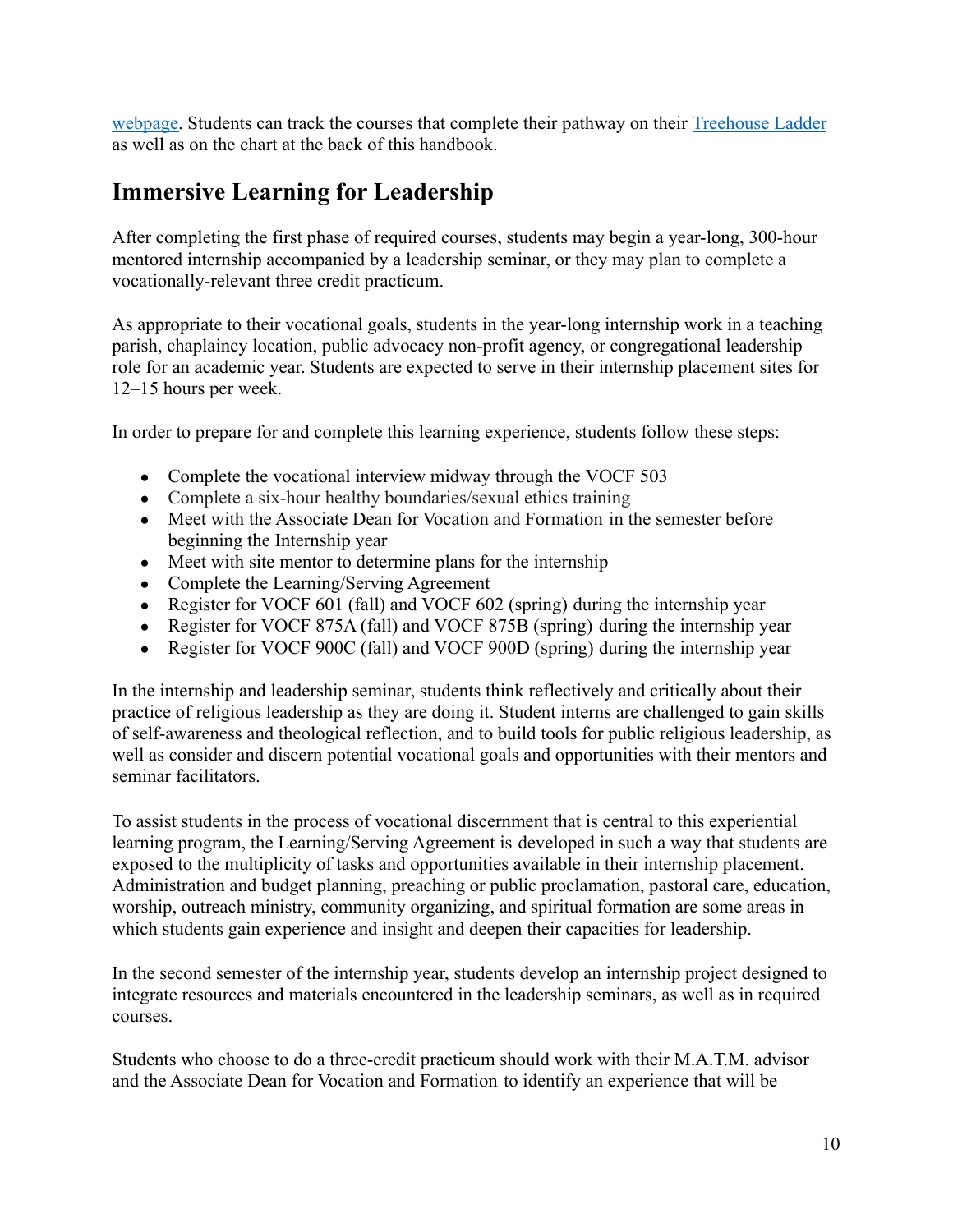webpage. Students can track the courses that complete their pathway on their Treehouse Ladder as well as on the chart at the back of this handbook.

## Immersive Learning for Leadership

After completing the first phase of required courses, students may begin a year-long, 300-hour mentored internship accompanied by a leadership seminar, or they may plan to complete a vocationally-relevant three credit practicum.

As appropriate to their vocational goals, students in the year-long internship work in a teaching parish, chaplaincy location, public advocacy non-profit agency, or congregational leadership role for an academic year. Students are expected to serve in their internship placement sites for 12–15 hours per week.

In order to prepare for and complete this learning experience, students follow these steps:

- Complete the vocational interview midway through the VOCF 503
- Complete a six-hour healthy boundaries/sexual ethics training
- Meet with the Associate Dean for Vocation and Formation in the semester before beginning the Internship year
- Meet with site mentor to determine plans for the internship
- Complete the Learning/Serving Agreement
- Register for VOCF 601 (fall) and VOCF 602 (spring) during the internship year
- Register for VOCF 875A (fall) and VOCF 875B (spring) during the internship year
- Register for VOCF 900C (fall) and VOCF 900D (spring) during the internship year

In the internship and leadership seminar, students think reflectively and critically about their practice of religious leadership as they are doing it. Student interns are challenged to gain skills of self-awareness and theological reflection, and to build tools for public religious leadership, as well as consider and discern potential vocational goals and opportunities with their mentors and seminar facilitators.

To assist students in the process of vocational discernment that is central to this experiential learning program, the Learning/Serving Agreement is developed in such a way that students are exposed to the multiplicity of tasks and opportunities available in their internship placement. Administration and budget planning, preaching or public proclamation, pastoral care, education, worship, outreach ministry, community organizing, and spiritual formation are some areas in which students gain experience and insight and deepen their capacities for leadership.

In the second semester of the internship year, students develop an internship project designed to integrate resources and materials encountered in the leadership seminars, as well as in required courses.

Students who choose to do a three-credit practicum should work with their M.A.T.M. advisor and the Associate Dean for Vocation and Formation to identify an experience that will be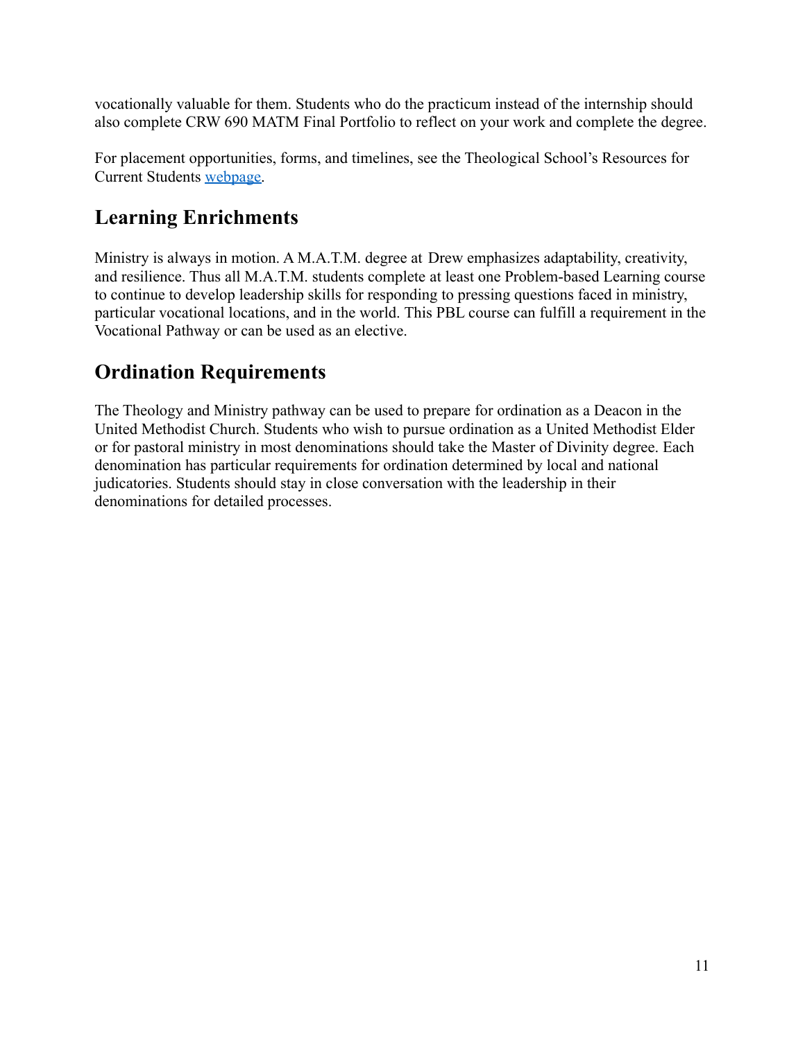vocationally valuable for them. Students who do the practicum instead of the internship should also complete CRW 690 MATM Final Portfolio to reflect on your work and complete the degree.

For placement opportunities, forms, and timelines, see the Theological School's Resources for Current Students [webpage](webpage).

## Learning Enrichments

Ministry is always in motion. A M.A.T.M. degree at Drew emphasizes adaptability, creativity, and resilience. Thus all M.A.T.M. students complete at least one Problem-based Learning course to continue to develop leadership skills for responding to pressing questions faced in ministry, particular vocational locations, and in the world. This PBL course can fulfill a requirement in the Vocational Pathway or can be used as an elective.

## Ordination Requirements

The Theology and Ministry pathway can be used to prepare for ordination as a Deacon in the United Methodist Church. Students who wish to pursue ordination as a United Methodist Elder or for pastoral ministry in most denominations should take the Master of Divinity degree. Each denomination has particular requirements for ordination determined by local and national judicatories. Students should stay in close conversation with the leadership in their denominations for detailed processes.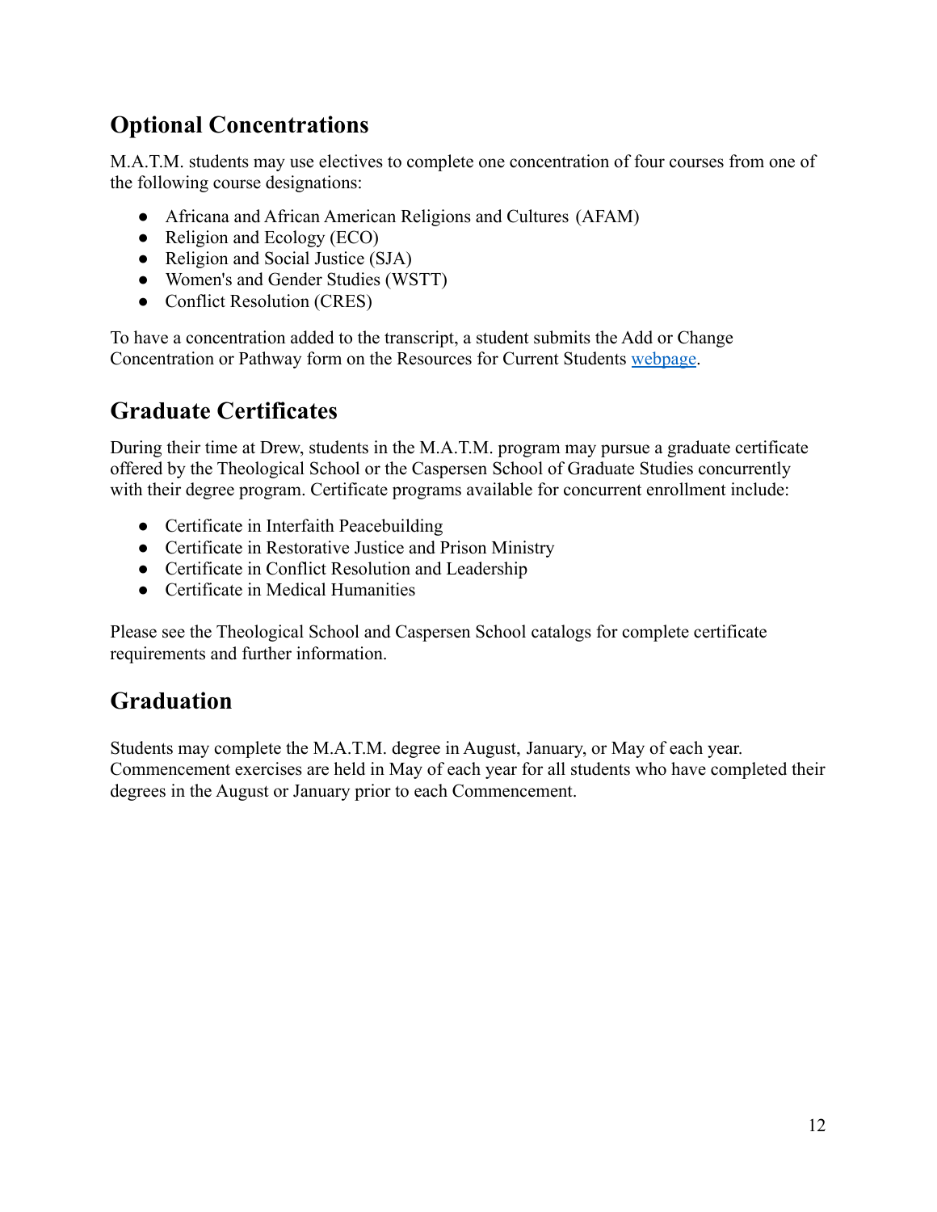## Optional Concentrations

M.A.T.M. students may use electives to complete one concentration of four courses from one of the following course designations:

- Africana and African American Religions and Cultures (AFAM)
- Religion and Ecology (ECO)
- Religion and Social Justice (SJA)
- Women's and Gender Studies (WSTT)
- Conflict Resolution (CRES)

To have a concentration added to the transcript, a student submits the Add or Change Concentration or Pathway form on the Resources for Current Students webpage.

## Graduate Certificates

During their time at Drew, students in the M.A.T.M. program may pursue a graduate certificate offered by the Theological School or the Caspersen School of Graduate Studies concurrently with their degree program. Certificate programs available for concurrent enrollment include:

- Certificate in Interfaith Peacebuilding
- Certificate in Restorative Justice and Prison Ministry
- Certificate in Conflict Resolution and Leadership
- Certificate in Medical Humanities

Please see the Theological School and Caspersen School catalogs for complete certificate requirements and further information.

## Graduation

Students may complete the M.A.T.M. degree in August, January, or May of each year. Commencement exercises are held in May of each year for all students who have completed their degrees in the August or January prior to each Commencement.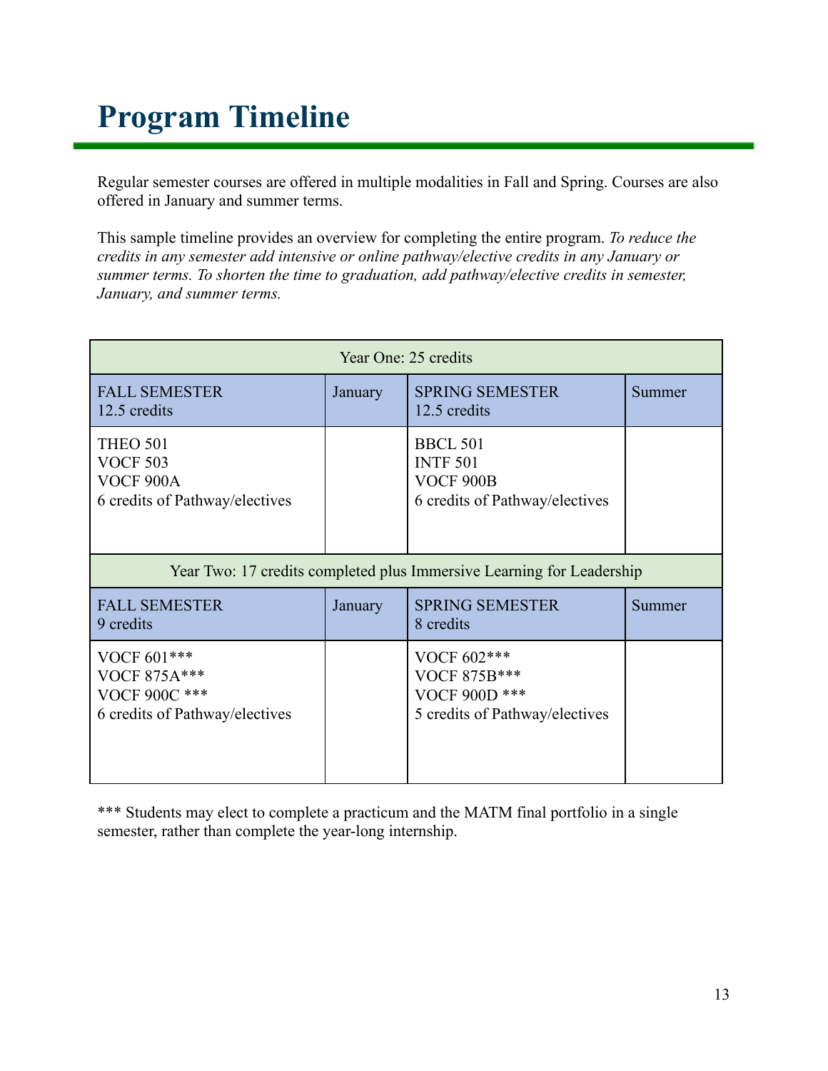# Program Timeline

Regular semester courses are offered in multiple modalities in Fall and Spring. Courses are also offered in January and summer terms.

This sample timeline provides an overview for completing the entire program. *To reduce the credits in any semester add intensive or online pathway/elective credits in any January or summer terms. To shorten the time to graduation, add pathway/elective credits in semester, January, and summer terms.*

| Year One: 25 credits | | | |
|---|---|---|---|
| FALL SEMESTER<br>12.5 credits | January | SPRING SEMESTER<br>12.5 credits | Summer |
| THEO 501<br>VOCF 503<br>VOCF 900A<br>6 credits of Pathway/electives | | BBCL 501<br>INTF 501<br>VOCF 900B<br>6 credits of Pathway/electives | |
| **Year Two: 17 credits completed plus Immersive Learning for Leadership** | | | |
| FALL SEMESTER<br>9 credits | January | SPRING SEMESTER<br>8 credits | Summer |
| VOCF 601***<br>VOCF 875A***<br>VOCF 900C ***<br>6 credits of Pathway/electives | | VOCF 602***<br>VOCF 875B***<br>VOCF 900D ***<br>5 credits of Pathway/electives | |

*** Students may elect to complete a practicum and the MATM final portfolio in a single semester, rather than complete the year-long internship.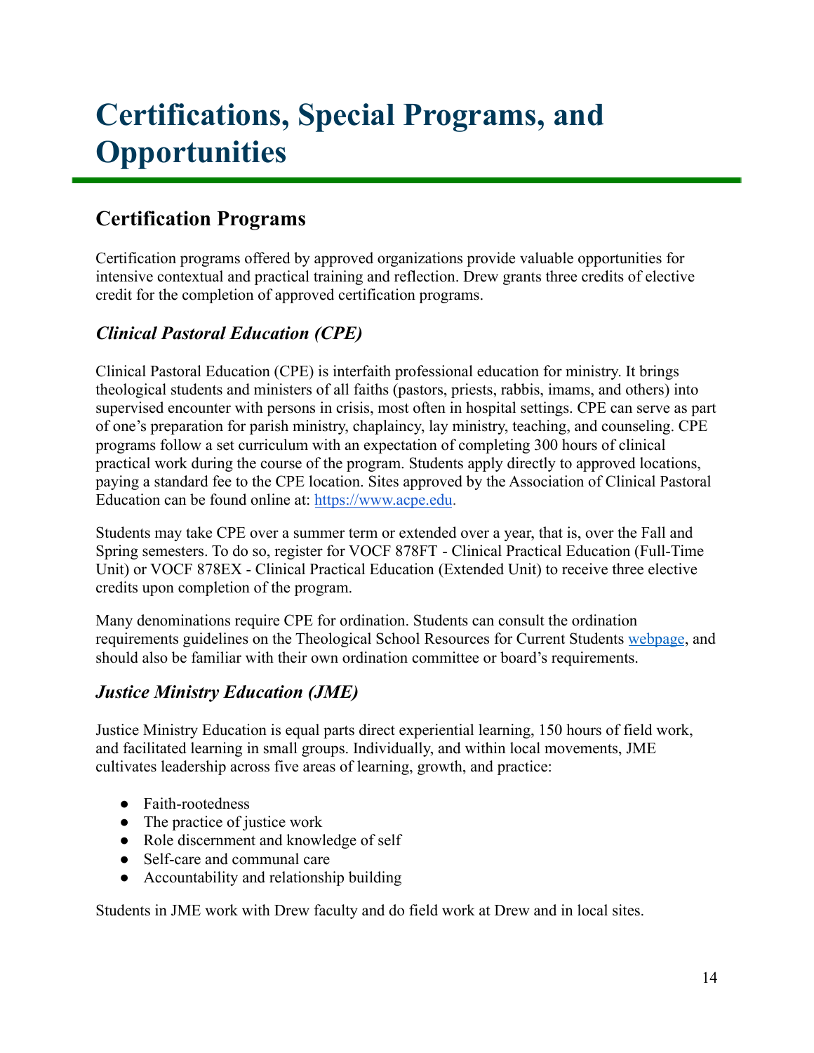# Certifications, Special Programs, and Opportunities

## Certification Programs

Certification programs offered by approved organizations provide valuable opportunities for intensive contextual and practical training and reflection. Drew grants three credits of elective credit for the completion of approved certification programs.

### *Clinical Pastoral Education (CPE)*

Clinical Pastoral Education (CPE) is interfaith professional education for ministry. It brings theological students and ministers of all faiths (pastors, priests, rabbis, imams, and others) into supervised encounter with persons in crisis, most often in hospital settings. CPE can serve as part of one's preparation for parish ministry, chaplaincy, lay ministry, teaching, and counseling. CPE programs follow a set curriculum with an expectation of completing 300 hours of clinical practical work during the course of the program. Students apply directly to approved locations, paying a standard fee to the CPE location. Sites approved by the Association of Clinical Pastoral Education can be found online at: [https://www.acpe.edu](https://www.acpe.edu).

Students may take CPE over a summer term or extended over a year, that is, over the Fall and Spring semesters. To do so, register for VOCF 878FT - Clinical Practical Education (Full-Time Unit) or VOCF 878EX - Clinical Practical Education (Extended Unit) to receive three elective credits upon completion of the program.

Many denominations require CPE for ordination. Students can consult the ordination requirements guidelines on the Theological School Resources for Current Students webpage, and should also be familiar with their own ordination committee or board's requirements.

### *Justice Ministry Education (JME)*

Justice Ministry Education is equal parts direct experiential learning, 150 hours of field work, and facilitated learning in small groups. Individually, and within local movements, JME cultivates leadership across five areas of learning, growth, and practice:

- Faith-rootedness
- The practice of justice work
- Role discernment and knowledge of self
- Self-care and communal care
- Accountability and relationship building

Students in JME work with Drew faculty and do field work at Drew and in local sites.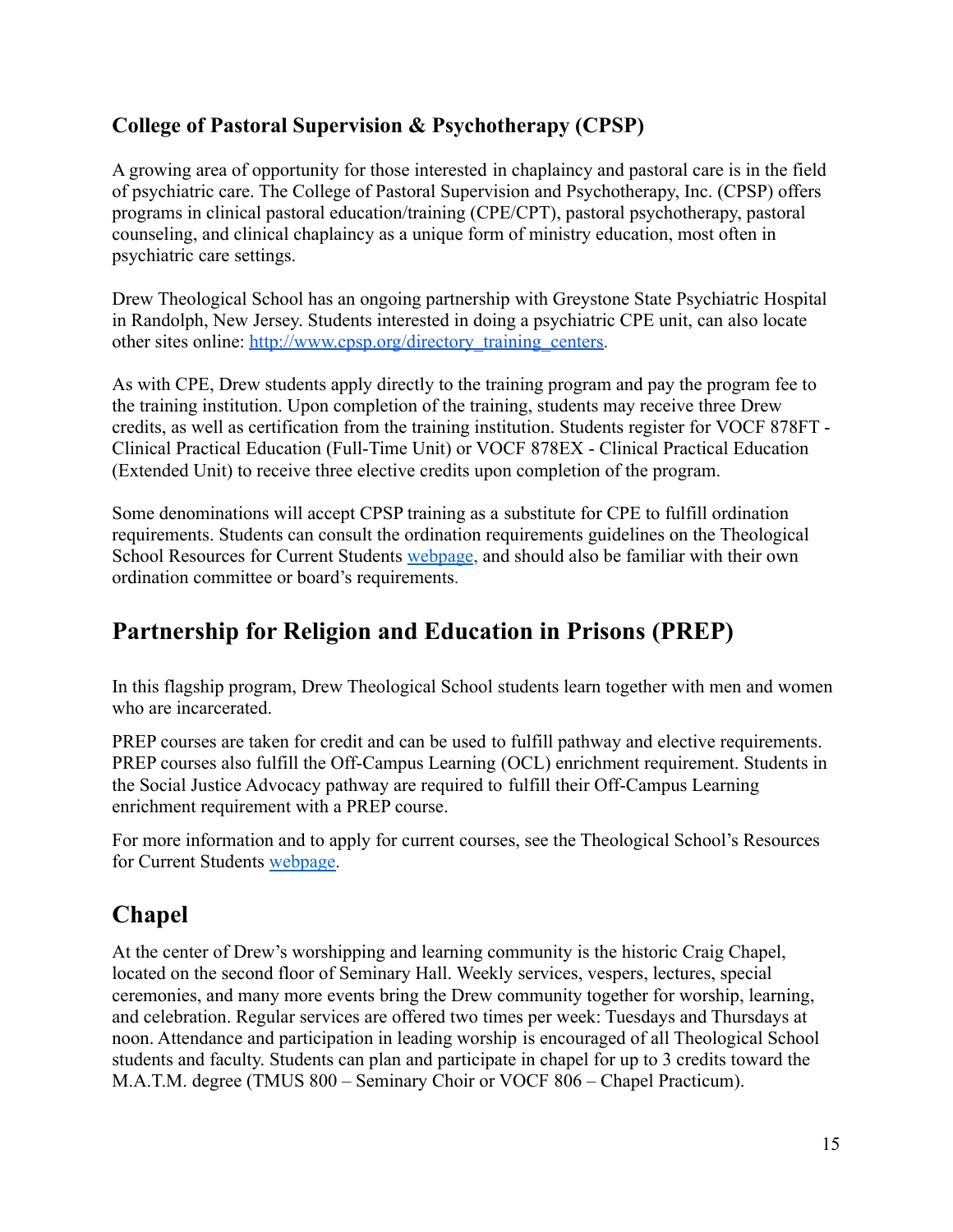### College of Pastoral Supervision & Psychotherapy (CPSP)

A growing area of opportunity for those interested in chaplaincy and pastoral care is in the field of psychiatric care. The College of Pastoral Supervision and Psychotherapy, Inc. (CPSP) offers programs in clinical pastoral education/training (CPE/CPT), pastoral psychotherapy, pastoral counseling, and clinical chaplaincy as a unique form of ministry education, most often in psychiatric care settings.

Drew Theological School has an ongoing partnership with Greystone State Psychiatric Hospital in Randolph, New Jersey. Students interested in doing a psychiatric CPE unit, can also locate other sites online: [http://www.cpsp.org/directory_training_centers](http://www.cpsp.org/directory_training_centers).

As with CPE, Drew students apply directly to the training program and pay the program fee to the training institution. Upon completion of the training, students may receive three Drew credits, as well as certification from the training institution. Students register for VOCF 878FT - Clinical Practical Education (Full-Time Unit) or VOCF 878EX - Clinical Practical Education (Extended Unit) to receive three elective credits upon completion of the program.

Some denominations will accept CPSP training as a substitute for CPE to fulfill ordination requirements. Students can consult the ordination requirements guidelines on the Theological School Resources for Current Students webpage, and should also be familiar with their own ordination committee or board's requirements.

## Partnership for Religion and Education in Prisons (PREP)

In this flagship program, Drew Theological School students learn together with men and women who are incarcerated.

PREP courses are taken for credit and can be used to fulfill pathway and elective requirements. PREP courses also fulfill the Off-Campus Learning (OCL) enrichment requirement. Students in the Social Justice Advocacy pathway are required to fulfill their Off-Campus Learning enrichment requirement with a PREP course.

For more information and to apply for current courses, see the Theological School's Resources for Current Students webpage.

## Chapel

At the center of Drew's worshipping and learning community is the historic Craig Chapel, located on the second floor of Seminary Hall. Weekly services, vespers, lectures, special ceremonies, and many more events bring the Drew community together for worship, learning, and celebration. Regular services are offered two times per week: Tuesdays and Thursdays at noon. Attendance and participation in leading worship is encouraged of all Theological School students and faculty. Students can plan and participate in chapel for up to 3 credits toward the M.A.T.M. degree (TMUS 800 – Seminary Choir or VOCF 806 – Chapel Practicum).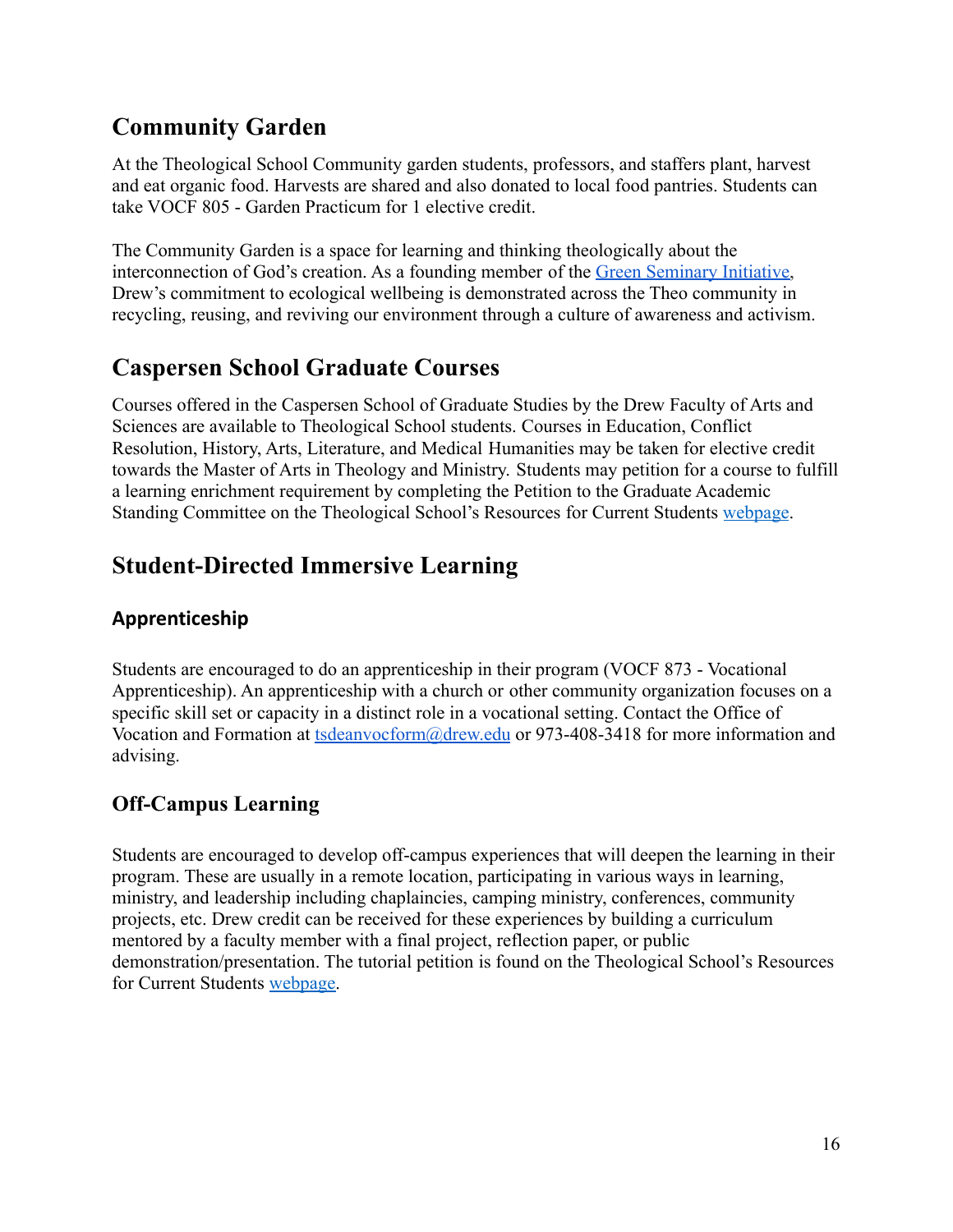## Community Garden

At the Theological School Community garden students, professors, and staffers plant, harvest and eat organic food. Harvests are shared and also donated to local food pantries. Students can take VOCF 805 - Garden Practicum for 1 elective credit.

The Community Garden is a space for learning and thinking theologically about the interconnection of God's creation. As a founding member of the Green Seminary Initiative, Drew's commitment to ecological wellbeing is demonstrated across the Theo community in recycling, reusing, and reviving our environment through a culture of awareness and activism.

## Caspersen School Graduate Courses

Courses offered in the Caspersen School of Graduate Studies by the Drew Faculty of Arts and Sciences are available to Theological School students. Courses in Education, Conflict Resolution, History, Arts, Literature, and Medical Humanities may be taken for elective credit towards the Master of Arts in Theology and Ministry. Students may petition for a course to fulfill a learning enrichment requirement by completing the Petition to the Graduate Academic Standing Committee on the Theological School's Resources for Current Students webpage.

## Student-Directed Immersive Learning

### Apprenticeship

Students are encouraged to do an apprenticeship in their program (VOCF 873 - Vocational Apprenticeship). An apprenticeship with a church or other community organization focuses on a specific skill set or capacity in a distinct role in a vocational setting. Contact the Office of Vocation and Formation at tsdeanvocform@drew.edu or 973-408-3418 for more information and advising.

### Off-Campus Learning

Students are encouraged to develop off-campus experiences that will deepen the learning in their program. These are usually in a remote location, participating in various ways in learning, ministry, and leadership including chaplaincies, camping ministry, conferences, community projects, etc. Drew credit can be received for these experiences by building a curriculum mentored by a faculty member with a final project, reflection paper, or public demonstration/presentation. The tutorial petition is found on the Theological School's Resources for Current Students webpage.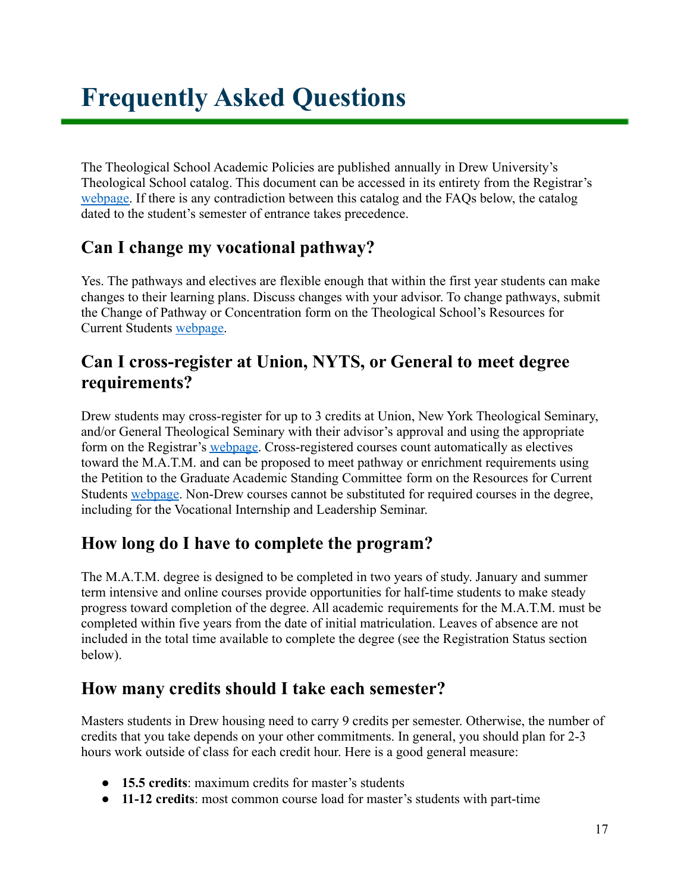# Frequently Asked Questions

The Theological School Academic Policies are published annually in Drew University's Theological School catalog. This document can be accessed in its entirety from the Registrar's webpage. If there is any contradiction between this catalog and the FAQs below, the catalog dated to the student's semester of entrance takes precedence.

## Can I change my vocational pathway?

Yes. The pathways and electives are flexible enough that within the first year students can make changes to their learning plans. Discuss changes with your advisor. To change pathways, submit the Change of Pathway or Concentration form on the Theological School's Resources for Current Students webpage.

## Can I cross-register at Union, NYTS, or General to meet degree requirements?

Drew students may cross-register for up to 3 credits at Union, New York Theological Seminary, and/or General Theological Seminary with their advisor's approval and using the appropriate form on the Registrar's webpage. Cross-registered courses count automatically as electives toward the M.A.T.M. and can be proposed to meet pathway or enrichment requirements using the Petition to the Graduate Academic Standing Committee form on the Resources for Current Students webpage. Non-Drew courses cannot be substituted for required courses in the degree, including for the Vocational Internship and Leadership Seminar.

## How long do I have to complete the program?

The M.A.T.M. degree is designed to be completed in two years of study. January and summer term intensive and online courses provide opportunities for half-time students to make steady progress toward completion of the degree. All academic requirements for the M.A.T.M. must be completed within five years from the date of initial matriculation. Leaves of absence are not included in the total time available to complete the degree (see the Registration Status section below).

## How many credits should I take each semester?

Masters students in Drew housing need to carry 9 credits per semester. Otherwise, the number of credits that you take depends on your other commitments. In general, you should plan for 2-3 hours work outside of class for each credit hour. Here is a good general measure:

- **15.5 credits**: maximum credits for master's students
- **11-12 credits**: most common course load for master's students with part-time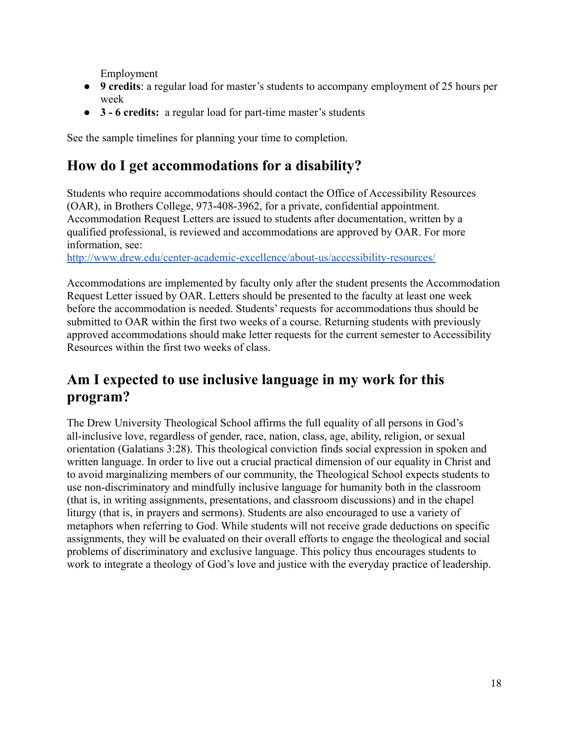Employment

- **9 credits**: a regular load for master's students to accompany employment of 25 hours per week
- **3 - 6 credits:** a regular load for part-time master's students

See the sample timelines for planning your time to completion.

## How do I get accommodations for a disability?

Students who require accommodations should contact the Office of Accessibility Resources (OAR), in Brothers College, 973-408-3962, for a private, confidential appointment. Accommodation Request Letters are issued to students after documentation, written by a qualified professional, is reviewed and accommodations are approved by OAR. For more information, see: http://www.drew.edu/center-academic-excellence/about-us/accessibility-resources/

Accommodations are implemented by faculty only after the student presents the Accommodation Request Letter issued by OAR. Letters should be presented to the faculty at least one week before the accommodation is needed. Students' requests for accommodations thus should be submitted to OAR within the first two weeks of a course. Returning students with previously approved accommodations should make letter requests for the current semester to Accessibility Resources within the first two weeks of class.

## Am I expected to use inclusive language in my work for this program?

The Drew University Theological School affirms the full equality of all persons in God's all-inclusive love, regardless of gender, race, nation, class, age, ability, religion, or sexual orientation (Galatians 3:28). This theological conviction finds social expression in spoken and written language. In order to live out a crucial practical dimension of our equality in Christ and to avoid marginalizing members of our community, the Theological School expects students to use non-discriminatory and mindfully inclusive language for humanity both in the classroom (that is, in writing assignments, presentations, and classroom discussions) and in the chapel liturgy (that is, in prayers and sermons). Students are also encouraged to use a variety of metaphors when referring to God. While students will not receive grade deductions on specific assignments, they will be evaluated on their overall efforts to engage the theological and social problems of discriminatory and exclusive language. This policy thus encourages students to work to integrate a theology of God's love and justice with the everyday practice of leadership.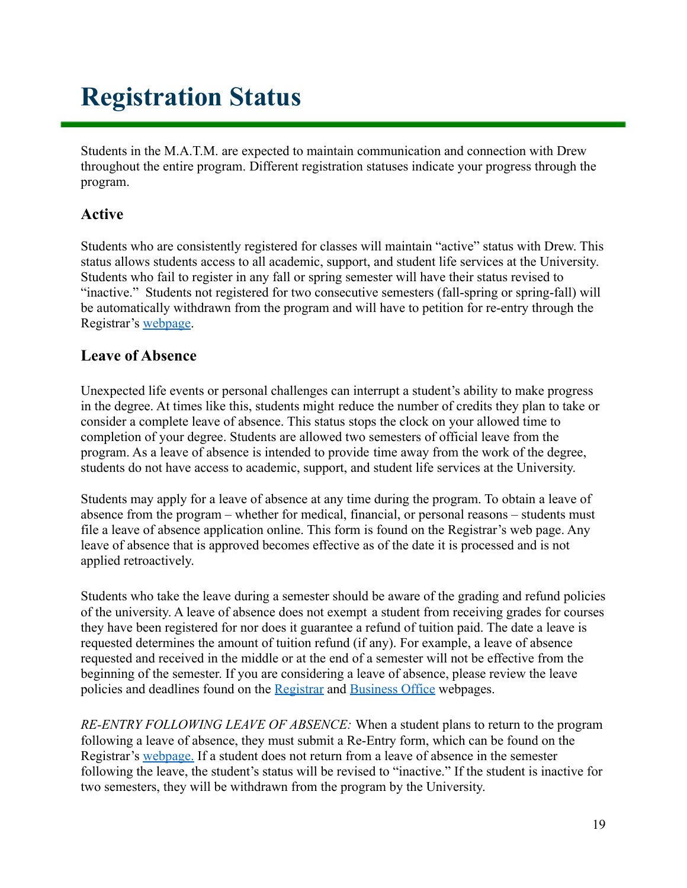# Registration Status

Students in the M.A.T.M. are expected to maintain communication and connection with Drew throughout the entire program. Different registration statuses indicate your progress through the program.

## Active

Students who are consistently registered for classes will maintain "active" status with Drew. This status allows students access to all academic, support, and student life services at the University. Students who fail to register in any fall or spring semester will have their status revised to "inactive." Students not registered for two consecutive semesters (fall-spring or spring-fall) will be automatically withdrawn from the program and will have to petition for re-entry through the Registrar's webpage.

## Leave of Absence

Unexpected life events or personal challenges can interrupt a student's ability to make progress in the degree. At times like this, students might reduce the number of credits they plan to take or consider a complete leave of absence. This status stops the clock on your allowed time to completion of your degree. Students are allowed two semesters of official leave from the program. As a leave of absence is intended to provide time away from the work of the degree, students do not have access to academic, support, and student life services at the University.

Students may apply for a leave of absence at any time during the program. To obtain a leave of absence from the program – whether for medical, financial, or personal reasons – students must file a leave of absence application online. This form is found on the Registrar's web page. Any leave of absence that is approved becomes effective as of the date it is processed and is not applied retroactively.

Students who take the leave during a semester should be aware of the grading and refund policies of the university. A leave of absence does not exempt a student from receiving grades for courses they have been registered for nor does it guarantee a refund of tuition paid. The date a leave is requested determines the amount of tuition refund (if any). For example, a leave of absence requested and received in the middle or at the end of a semester will not be effective from the beginning of the semester. If you are considering a leave of absence, please review the leave policies and deadlines found on the Registrar and Business Office webpages.

*RE-ENTRY FOLLOWING LEAVE OF ABSENCE:* When a student plans to return to the program following a leave of absence, they must submit a Re-Entry form, which can be found on the Registrar's webpage. If a student does not return from a leave of absence in the semester following the leave, the student's status will be revised to "inactive." If the student is inactive for two semesters, they will be withdrawn from the program by the University.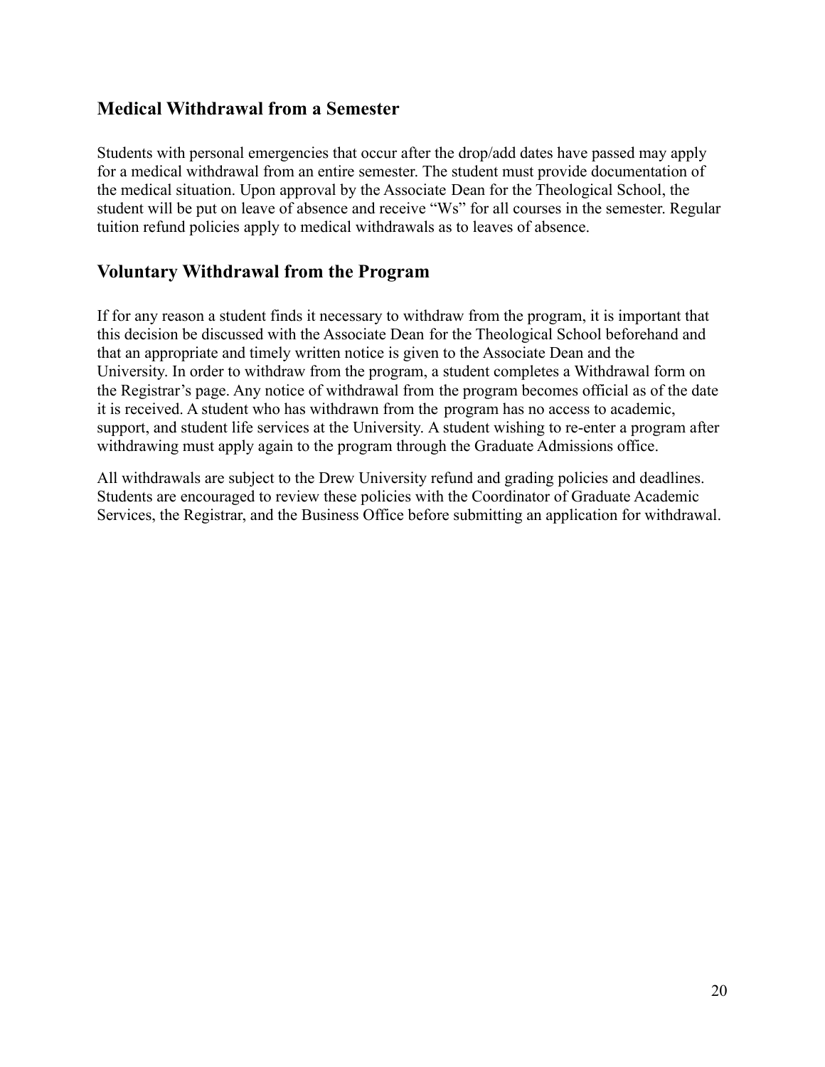## Medical Withdrawal from a Semester

Students with personal emergencies that occur after the drop/add dates have passed may apply for a medical withdrawal from an entire semester. The student must provide documentation of the medical situation. Upon approval by the Associate Dean for the Theological School, the student will be put on leave of absence and receive "Ws" for all courses in the semester. Regular tuition refund policies apply to medical withdrawals as to leaves of absence.

## Voluntary Withdrawal from the Program

If for any reason a student finds it necessary to withdraw from the program, it is important that this decision be discussed with the Associate Dean for the Theological School beforehand and that an appropriate and timely written notice is given to the Associate Dean and the University. In order to withdraw from the program, a student completes a Withdrawal form on the Registrar's page. Any notice of withdrawal from the program becomes official as of the date it is received. A student who has withdrawn from the program has no access to academic, support, and student life services at the University. A student wishing to re-enter a program after withdrawing must apply again to the program through the Graduate Admissions office.

All withdrawals are subject to the Drew University refund and grading policies and deadlines. Students are encouraged to review these policies with the Coordinator of Graduate Academic Services, the Registrar, and the Business Office before submitting an application for withdrawal.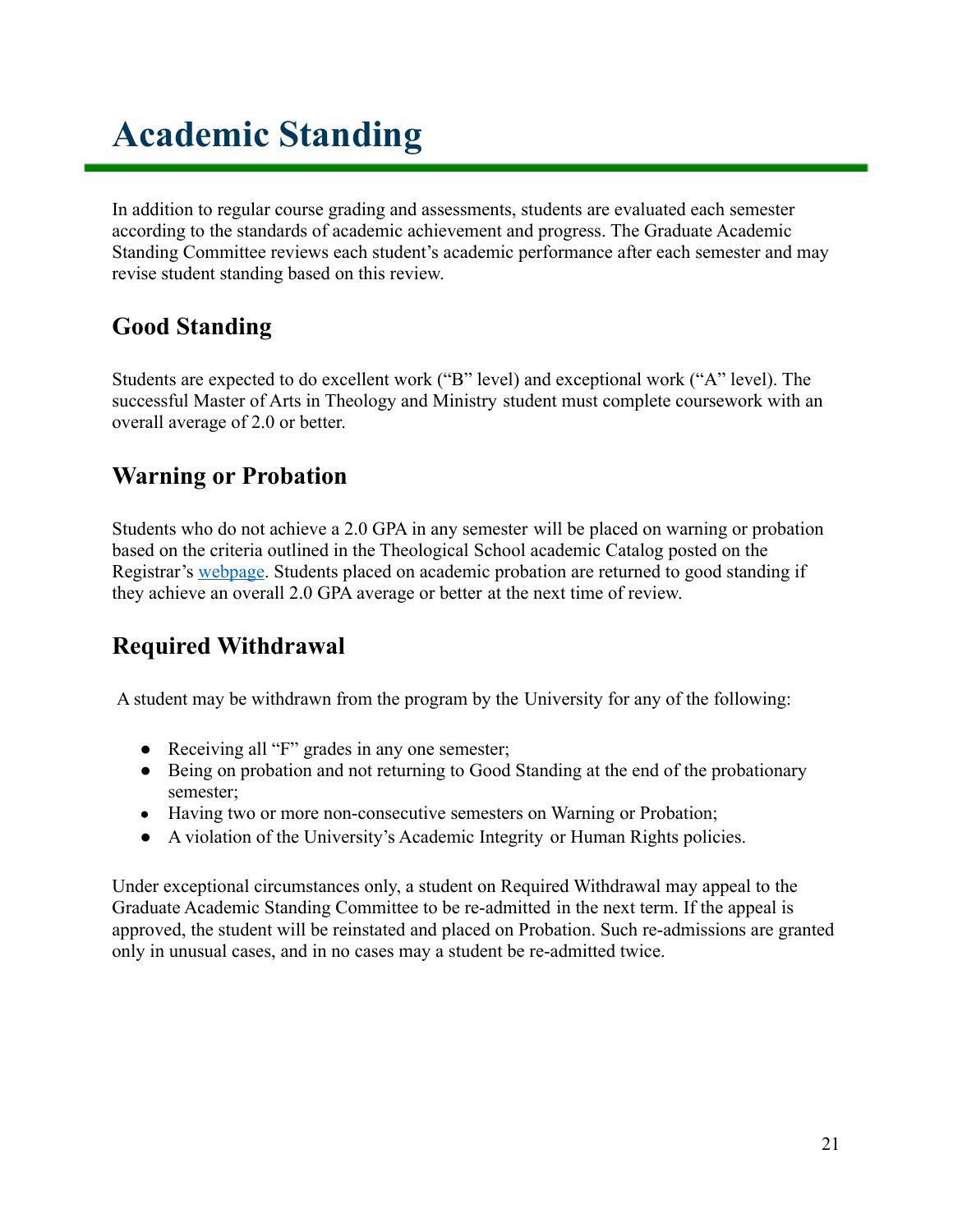# Academic Standing

In addition to regular course grading and assessments, students are evaluated each semester according to the standards of academic achievement and progress. The Graduate Academic Standing Committee reviews each student's academic performance after each semester and may revise student standing based on this review.

## Good Standing

Students are expected to do excellent work ("B" level) and exceptional work ("A" level). The successful Master of Arts in Theology and Ministry student must complete coursework with an overall average of 2.0 or better.

## Warning or Probation

Students who do not achieve a 2.0 GPA in any semester will be placed on warning or probation based on the criteria outlined in the Theological School academic Catalog posted on the Registrar's webpage. Students placed on academic probation are returned to good standing if they achieve an overall 2.0 GPA average or better at the next time of review.

## Required Withdrawal

A student may be withdrawn from the program by the University for any of the following:

- Receiving all "F" grades in any one semester;
- Being on probation and not returning to Good Standing at the end of the probationary semester;
- Having two or more non-consecutive semesters on Warning or Probation;
- A violation of the University's Academic Integrity or Human Rights policies.

Under exceptional circumstances only, a student on Required Withdrawal may appeal to the Graduate Academic Standing Committee to be re-admitted in the next term. If the appeal is approved, the student will be reinstated and placed on Probation. Such re-admissions are granted only in unusual cases, and in no cases may a student be re-admitted twice.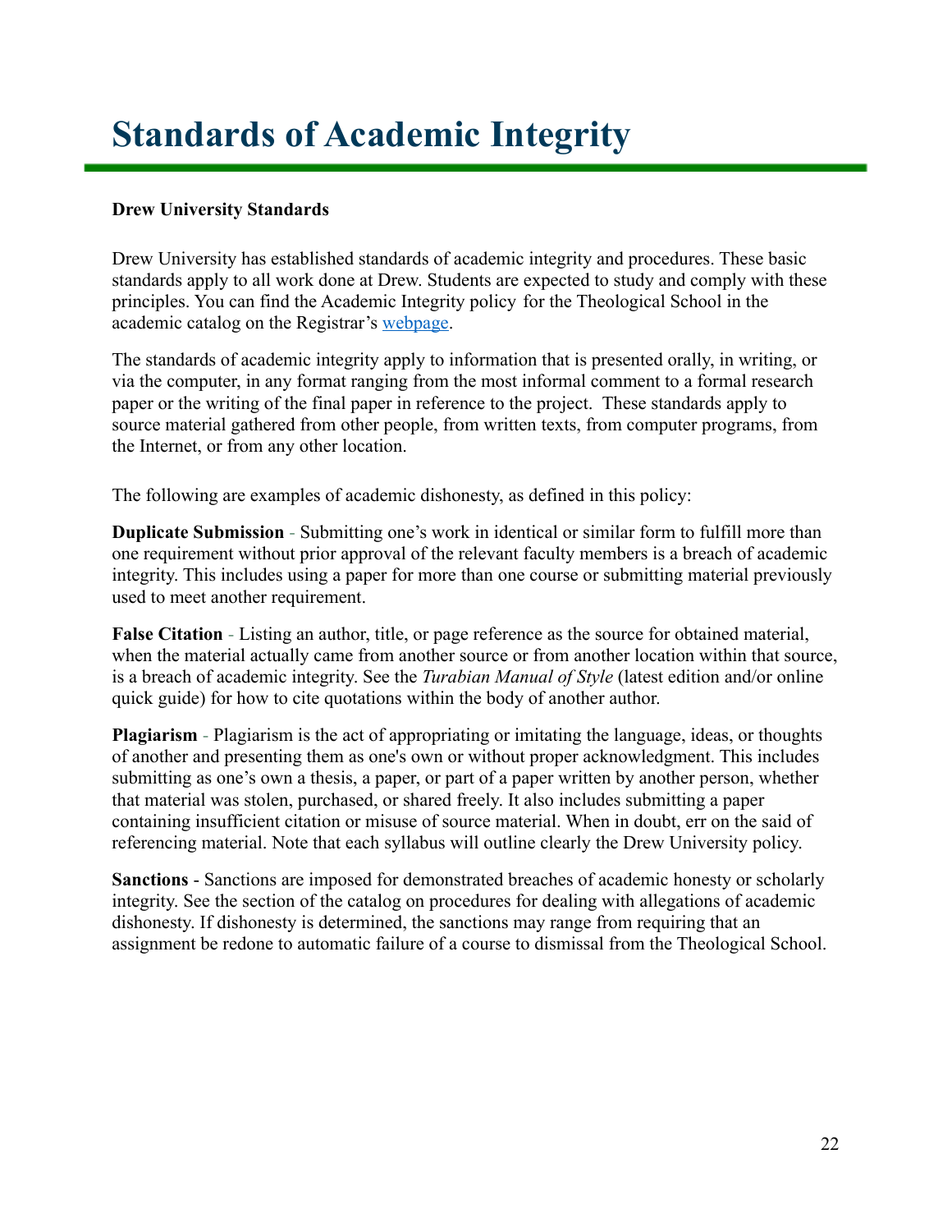# Standards of Academic Integrity

**Drew University Standards**

Drew University has established standards of academic integrity and procedures. These basic standards apply to all work done at Drew. Students are expected to study and comply with these principles. You can find the Academic Integrity policy for the Theological School in the academic catalog on the Registrar's [webpage](webpage).

The standards of academic integrity apply to information that is presented orally, in writing, or via the computer, in any format ranging from the most informal comment to a formal research paper or the writing of the final paper in reference to the project. These standards apply to source material gathered from other people, from written texts, from computer programs, from the Internet, or from any other location.

The following are examples of academic dishonesty, as defined in this policy:

**Duplicate Submission** - Submitting one's work in identical or similar form to fulfill more than one requirement without prior approval of the relevant faculty members is a breach of academic integrity. This includes using a paper for more than one course or submitting material previously used to meet another requirement.

**False Citation** - Listing an author, title, or page reference as the source for obtained material, when the material actually came from another source or from another location within that source, is a breach of academic integrity. See the *Turabian Manual of Style* (latest edition and/or online quick guide) for how to cite quotations within the body of another author.

**Plagiarism** - Plagiarism is the act of appropriating or imitating the language, ideas, or thoughts of another and presenting them as one's own or without proper acknowledgment. This includes submitting as one's own a thesis, a paper, or part of a paper written by another person, whether that material was stolen, purchased, or shared freely. It also includes submitting a paper containing insufficient citation or misuse of source material. When in doubt, err on the said of referencing material. Note that each syllabus will outline clearly the Drew University policy.

**Sanctions** - Sanctions are imposed for demonstrated breaches of academic honesty or scholarly integrity. See the section of the catalog on procedures for dealing with allegations of academic dishonesty. If dishonesty is determined, the sanctions may range from requiring that an assignment be redone to automatic failure of a course to dismissal from the Theological School.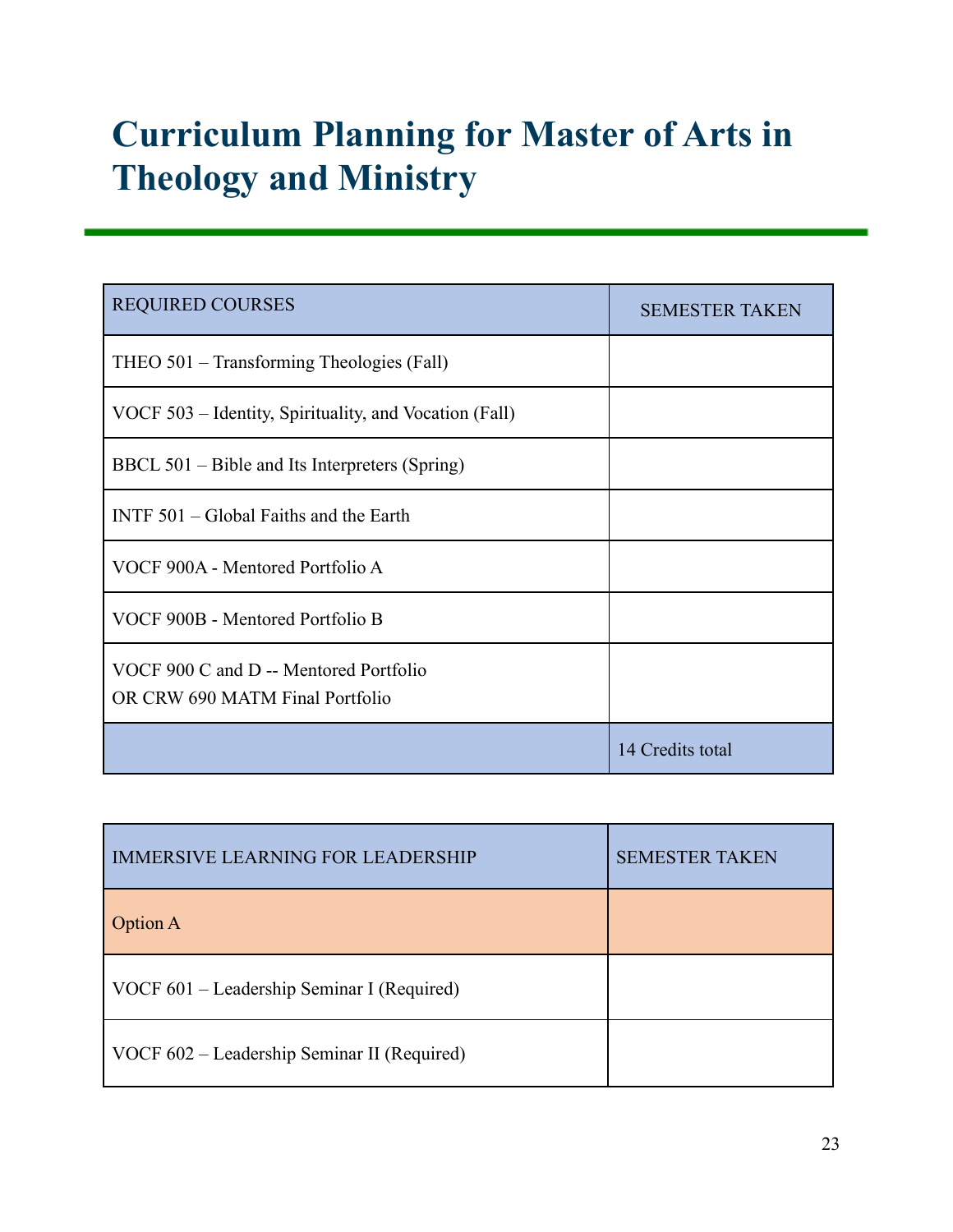# Curriculum Planning for Master of Arts in Theology and Ministry

| REQUIRED COURSES | SEMESTER TAKEN |
| --- | --- |
| THEO 501 – Transforming Theologies (Fall) | |
| VOCF 503 – Identity, Spirituality, and Vocation (Fall) | |
| BBCL 501 – Bible and Its Interpreters (Spring) | |
| INTF 501 – Global Faiths and the Earth | |
| VOCF 900A - Mentored Portfolio A | |
| VOCF 900B - Mentored Portfolio B | |
| VOCF 900 C and D -- Mentored Portfolio<br>OR CRW 690 MATM Final Portfolio | |
| | 14 Credits total |

| IMMERSIVE LEARNING FOR LEADERSHIP | SEMESTER TAKEN |
| --- | --- |
| Option A | |
| VOCF 601 – Leadership Seminar I (Required) | |
| VOCF 602 – Leadership Seminar II (Required) | |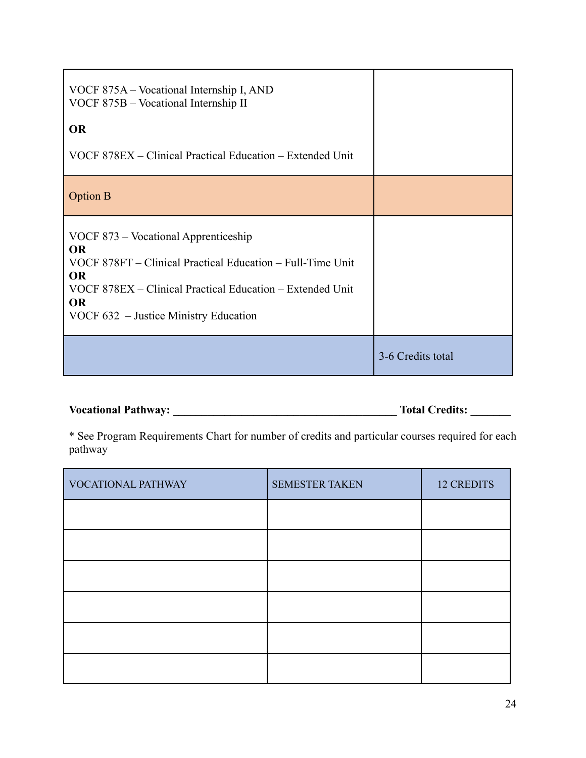| | |
|---|---|
| VOCF 875A – Vocational Internship I, AND<br>VOCF 875B – Vocational Internship II<br><br>**OR**<br><br>VOCF 878EX – Clinical Practical Education – Extended Unit | |
| Option B | |
| VOCF 873 – Vocational Apprenticeship<br>**OR**<br>VOCF 878FT – Clinical Practical Education – Full-Time Unit<br>**OR**<br>VOCF 878EX – Clinical Practical Education – Extended Unit<br>**OR**<br>VOCF 632 – Justice Ministry Education | |
| | 3-6 Credits total |

**Vocational Pathway: ________________________________________ Total Credits: _______**

* See Program Requirements Chart for number of credits and particular courses required for each pathway

| VOCATIONAL PATHWAY | SEMESTER TAKEN | 12 CREDITS |
|---|---|---|
| | | |
| | | |
| | | |
| | | |
| | | |
| | | |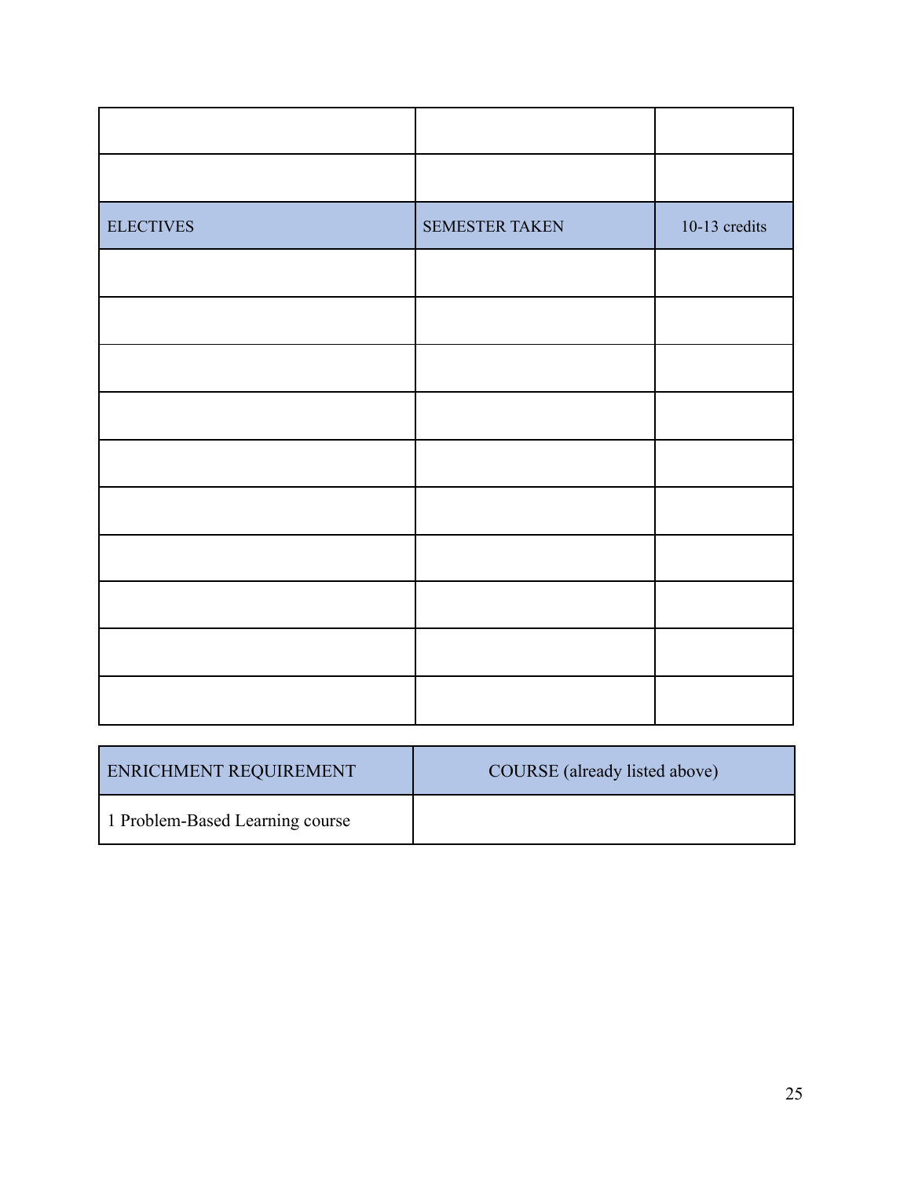| | | |
|---|---|---|
| | | |
| | | |
| ELECTIVES | SEMESTER TAKEN | 10-13 credits |
| | | |
| | | |
| | | |
| | | |
| | | |
| | | |
| | | |
| | | |
| | | |
| | | |

| ENRICHMENT REQUIREMENT | COURSE (already listed above) |
|---|---|
| 1 Problem-Based Learning course | |